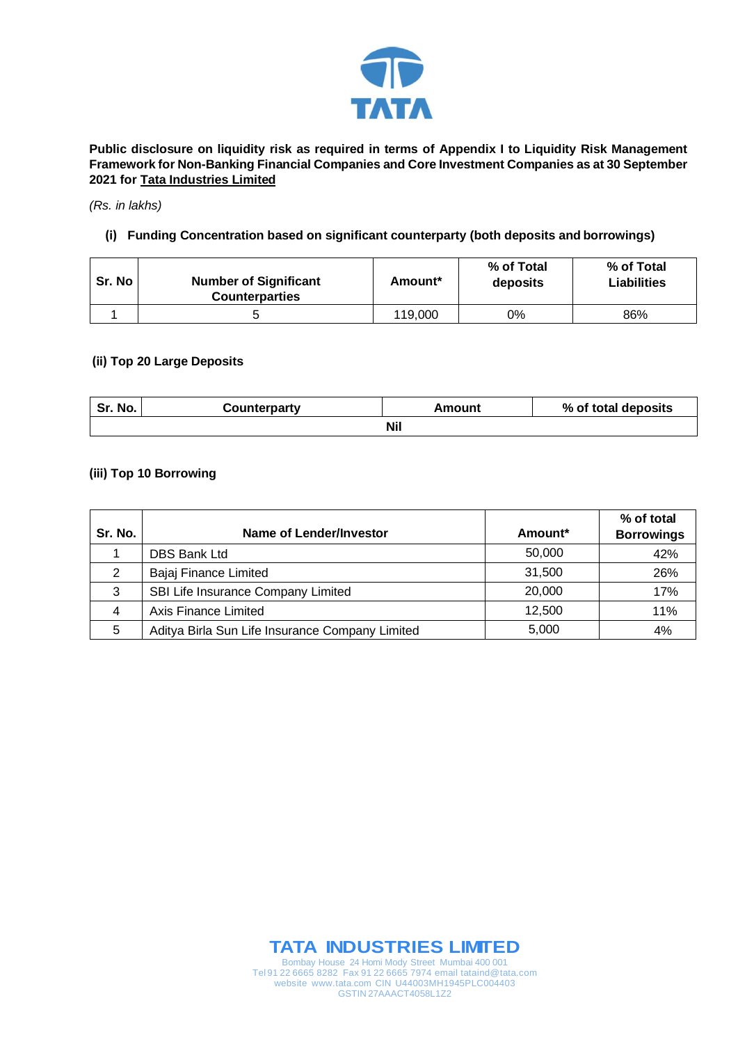**Public disclosure on liquidity risk as required in terms of Appendix I to Liquidity Risk Management Framework for Non-Banking Financial Companies and Core Investment Companies as at 30 September 2021 for Tata Industries Limited**

*(Rs. in lakhs)*

**(i) Funding Concentration based on significant counterparty (both deposits and borrowings)**

| Sr. No | Number of Significant Counterparties | Amount* | % of Total deposits | % of Total Liabilities |
|---|---|---|---|---|
| 1 | 5 | 119,000 | 0% | 86% |

**(ii) Top 20 Large Deposits**

| Sr. No. | Counterparty | Amount | % of total deposits |
|---|---|---|---|
| Nil | | | |

**(iii) Top 10 Borrowing**

| Sr. No. | Name of Lender/Investor | Amount* | % of total Borrowings |
|---|---|---|---|
| 1 | DBS Bank Ltd | 50,000 | 42% |
| 2 | Bajaj Finance Limited | 31,500 | 26% |
| 3 | SBI Life Insurance Company Limited | 20,000 | 17% |
| 4 | Axis Finance Limited | 12,500 | 11% |
| 5 | Aditya Birla Sun Life Insurance Company Limited | 5,000 | 4% |

**TATA INDUSTRIES LIMITED**
Bombay House 24 Homi Mody Street Mumbai 400 001
Tel 91 22 6665 8282 Fax 91 22 6665 7974 email tataind@tata.com
website www.tata.com CIN U44003MH1945PLC004403
GSTIN 27AAACT4058L1Z2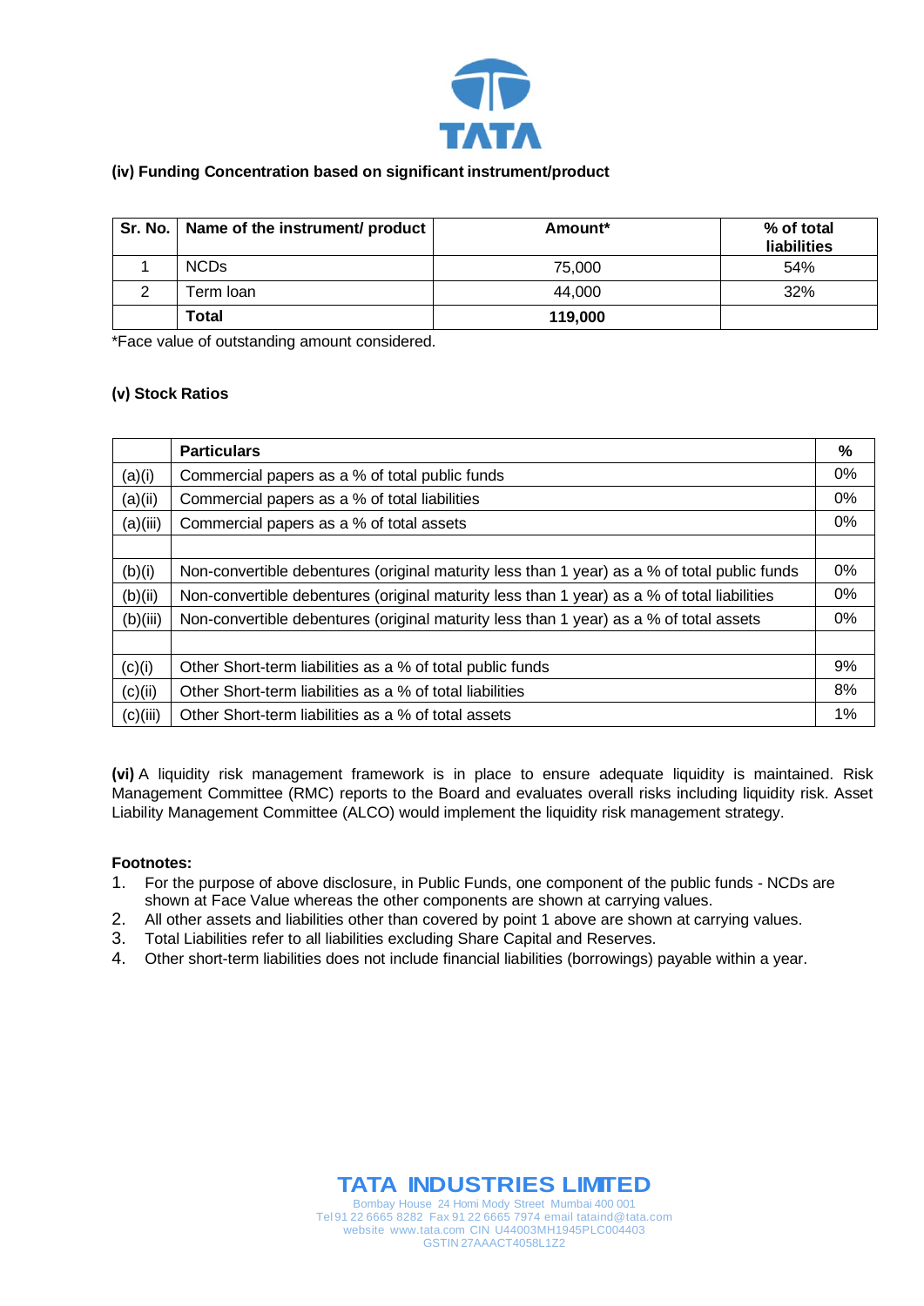**(iv) Funding Concentration based on significant instrument/product**

| Sr. No. | Name of the instrument/ product | Amount* | % of total liabilities |
|---|---|---|---|
| 1 | NCDs | 75,000 | 54% |
| 2 | Term loan | 44,000 | 32% |
| | **Total** | **119,000** | |

*Face value of outstanding amount considered.

**(v) Stock Ratios**

| | Particulars | % |
|---|---|---|
| (a)(i) | Commercial papers as a % of total public funds | 0% |
| (a)(ii) | Commercial papers as a % of total liabilities | 0% |
| (a)(iii) | Commercial papers as a % of total assets | 0% |
| | | |
| (b)(i) | Non-convertible debentures (original maturity less than 1 year) as a % of total public funds | 0% |
| (b)(ii) | Non-convertible debentures (original maturity less than 1 year) as a % of total liabilities | 0% |
| (b)(iii) | Non-convertible debentures (original maturity less than 1 year) as a % of total assets | 0% |
| | | |
| (c)(i) | Other Short-term liabilities as a % of total public funds | 9% |
| (c)(ii) | Other Short-term liabilities as a % of total liabilities | 8% |
| (c)(iii) | Other Short-term liabilities as a % of total assets | 1% |

**(vi)** A liquidity risk management framework is in place to ensure adequate liquidity is maintained. Risk Management Committee (RMC) reports to the Board and evaluates overall risks including liquidity risk. Asset Liability Management Committee (ALCO) would implement the liquidity risk management strategy.

**Footnotes:**

1. For the purpose of above disclosure, in Public Funds, one component of the public funds - NCDs are shown at Face Value whereas the other components are shown at carrying values.
2. All other assets and liabilities other than covered by point 1 above are shown at carrying values.
3. Total Liabilities refer to all liabilities excluding Share Capital and Reserves.
4. Other short-term liabilities does not include financial liabilities (borrowings) payable within a year.